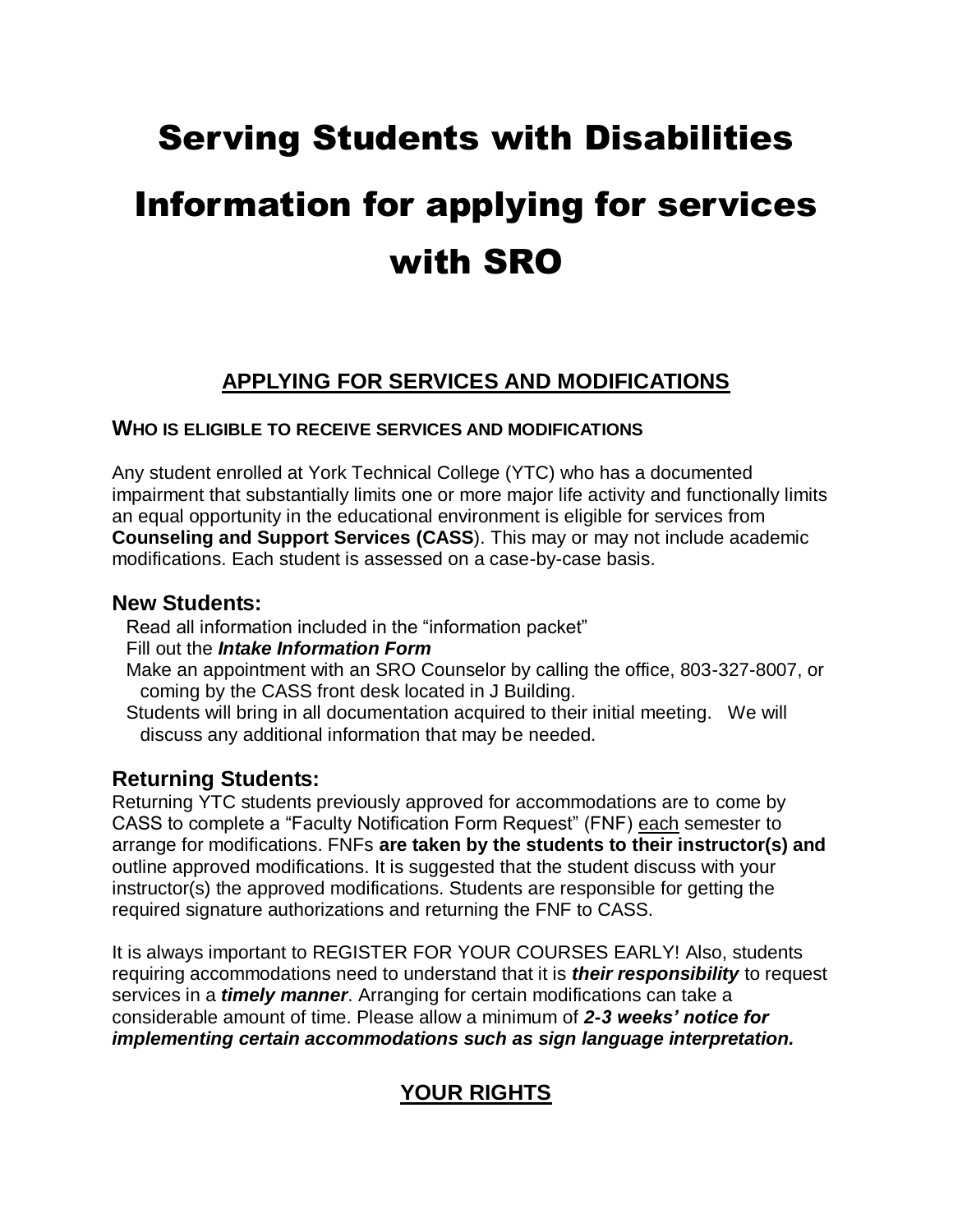# Serving Students with Disabilities Information for applying for services with SRO

## APPLYING FOR SERVICES AND MODIFICATIONS

### WHO IS ELIGIBLE TO RECEIVE SERVICES AND MODIFICATIONS

Any student enrolled at York Technical College (YTC) who has a documented impairment that substantially limits one or more major life activity and functionally limits an equal opportunity in the educational environment is eligible for services from **Counseling and Support Services (CASS**). This may or may not include academic modifications. Each student is assessed on a case-by-case basis.

### New Students:

- Read all information included in the "information packet"
- Fill out the ***Intake Information Form***
- Make an appointment with an SRO Counselor by calling the office, 803-327-8007, or coming by the CASS front desk located in J Building.
- Students will bring in all documentation acquired to their initial meeting. We will discuss any additional information that may be needed.

### Returning Students:

Returning YTC students previously approved for accommodations are to come by CASS to complete a "Faculty Notification Form Request" (FNF) each semester to arrange for modifications. FNFs **are taken by the students to their instructor(s) and** outline approved modifications. It is suggested that the student discuss with your instructor(s) the approved modifications. Students are responsible for getting the required signature authorizations and returning the FNF to CASS.

It is always important to REGISTER FOR YOUR COURSES EARLY! Also, students requiring accommodations need to understand that it is ***their responsibility*** to request services in a ***timely manner***. Arranging for certain modifications can take a considerable amount of time. Please allow a minimum of ***2-3 weeks' notice for implementing certain accommodations such as sign language interpretation.***

## YOUR RIGHTS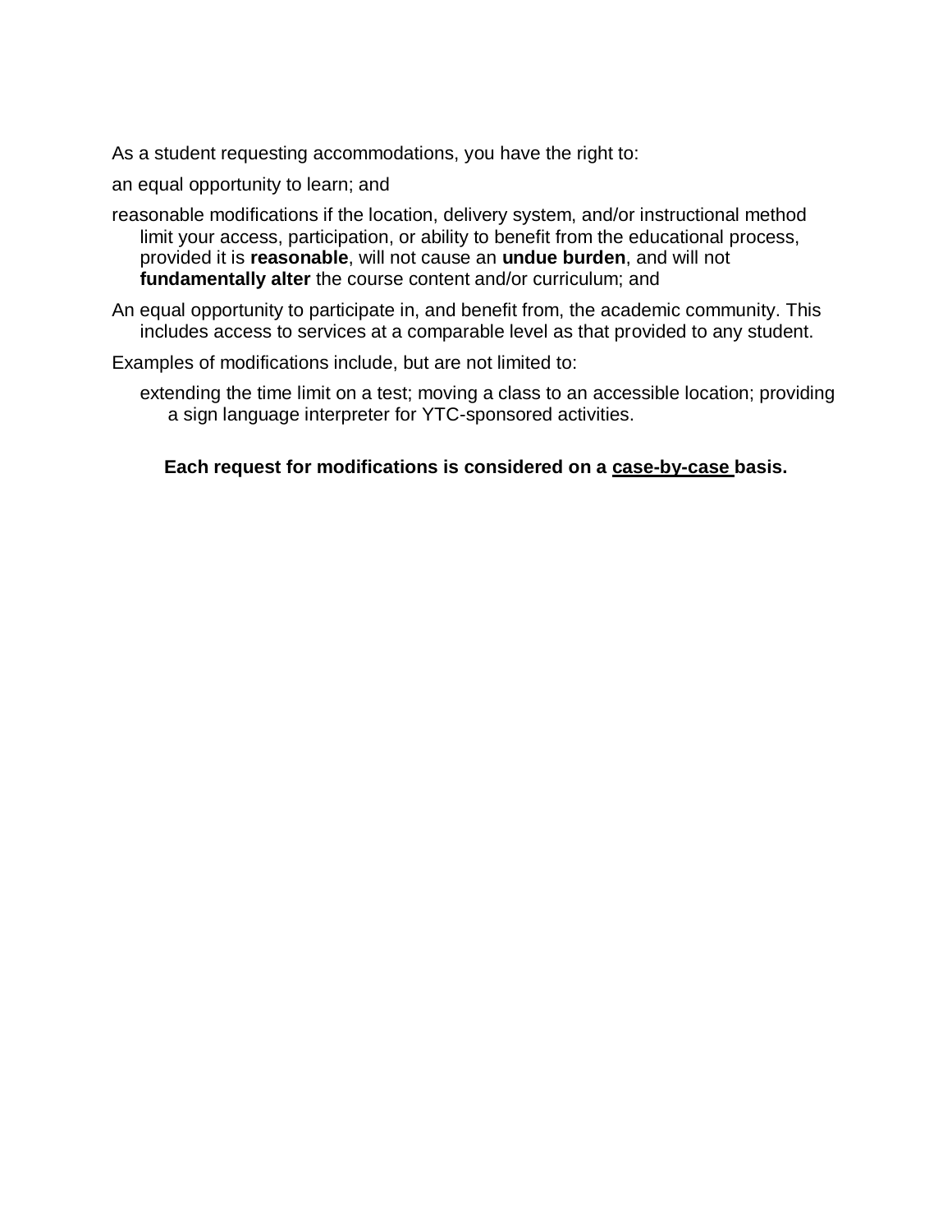As a student requesting accommodations, you have the right to:

an equal opportunity to learn; and

reasonable modifications if the location, delivery system, and/or instructional method limit your access, participation, or ability to benefit from the educational process, provided it is **reasonable**, will not cause an **undue burden**, and will not **fundamentally alter** the course content and/or curriculum; and

An equal opportunity to participate in, and benefit from, the academic community. This includes access to services at a comparable level as that provided to any student.

Examples of modifications include, but are not limited to:

extending the time limit on a test; moving a class to an accessible location; providing a sign language interpreter for YTC-sponsored activities.

**Each request for modifications is considered on a <u>case-by-case</u> basis.**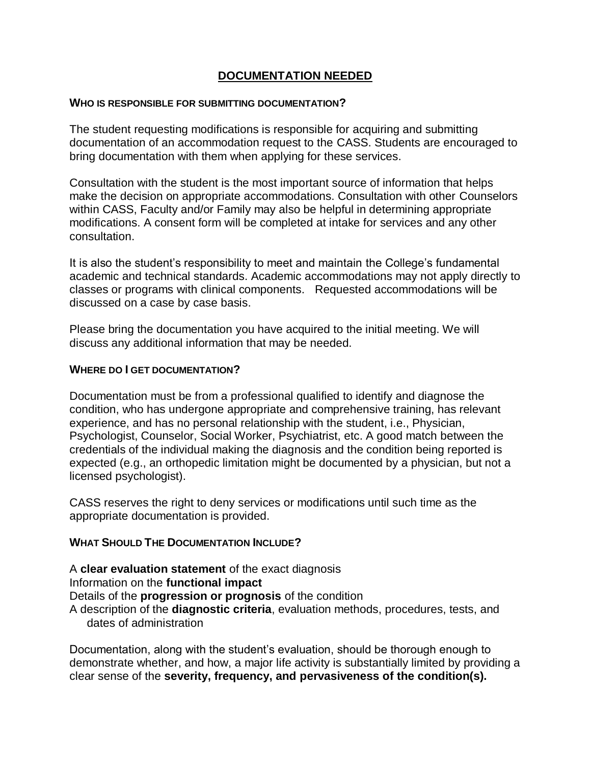## DOCUMENTATION NEEDED

### WHO IS RESPONSIBLE FOR SUBMITTING DOCUMENTATION?

The student requesting modifications is responsible for acquiring and submitting documentation of an accommodation request to the CASS. Students are encouraged to bring documentation with them when applying for these services.

Consultation with the student is the most important source of information that helps make the decision on appropriate accommodations. Consultation with other Counselors within CASS, Faculty and/or Family may also be helpful in determining appropriate modifications. A consent form will be completed at intake for services and any other consultation.

It is also the student's responsibility to meet and maintain the College's fundamental academic and technical standards. Academic accommodations may not apply directly to classes or programs with clinical components. Requested accommodations will be discussed on a case by case basis.

Please bring the documentation you have acquired to the initial meeting. We will discuss any additional information that may be needed.

### WHERE DO I GET DOCUMENTATION?

Documentation must be from a professional qualified to identify and diagnose the condition, who has undergone appropriate and comprehensive training, has relevant experience, and has no personal relationship with the student, i.e., Physician, Psychologist, Counselor, Social Worker, Psychiatrist, etc. A good match between the credentials of the individual making the diagnosis and the condition being reported is expected (e.g., an orthopedic limitation might be documented by a physician, but not a licensed psychologist).

CASS reserves the right to deny services or modifications until such time as the appropriate documentation is provided.

### WHAT SHOULD THE DOCUMENTATION INCLUDE?

A **clear evaluation statement** of the exact diagnosis
Information on the **functional impact**
Details of the **progression or prognosis** of the condition
A description of the **diagnostic criteria**, evaluation methods, procedures, tests, and dates of administration

Documentation, along with the student's evaluation, should be thorough enough to demonstrate whether, and how, a major life activity is substantially limited by providing a clear sense of the **severity, frequency, and pervasiveness of the condition(s).**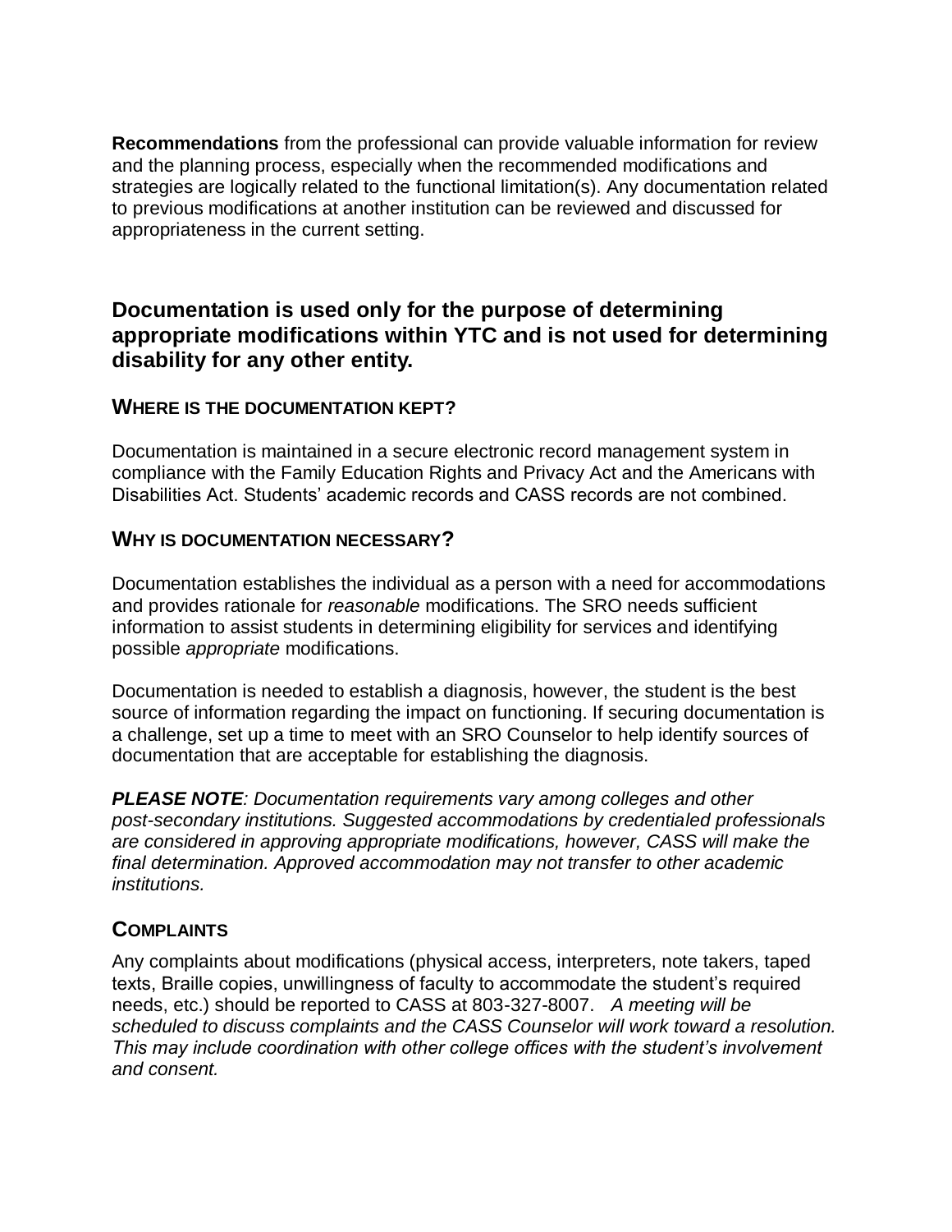**Recommendations** from the professional can provide valuable information for review and the planning process, especially when the recommended modifications and strategies are logically related to the functional limitation(s). Any documentation related to previous modifications at another institution can be reviewed and discussed for appropriateness in the current setting.

## Documentation is used only for the purpose of determining appropriate modifications within YTC and is not used for determining disability for any other entity.

### WHERE IS THE DOCUMENTATION KEPT?

Documentation is maintained in a secure electronic record management system in compliance with the Family Education Rights and Privacy Act and the Americans with Disabilities Act. Students' academic records and CASS records are not combined.

### WHY IS DOCUMENTATION NECESSARY?

Documentation establishes the individual as a person with a need for accommodations and provides rationale for *reasonable* modifications. The SRO needs sufficient information to assist students in determining eligibility for services and identifying possible *appropriate* modifications.

Documentation is needed to establish a diagnosis, however, the student is the best source of information regarding the impact on functioning. If securing documentation is a challenge, set up a time to meet with an SRO Counselor to help identify sources of documentation that are acceptable for establishing the diagnosis.

***PLEASE NOTE****: Documentation requirements vary among colleges and other post-secondary institutions. Suggested accommodations by credentialed professionals are considered in approving appropriate modifications, however, CASS will make the final determination. Approved accommodation may not transfer to other academic institutions.*

### COMPLAINTS

Any complaints about modifications (physical access, interpreters, note takers, taped texts, Braille copies, unwillingness of faculty to accommodate the student's required needs, etc.) should be reported to CASS at 803-327-8007. *A meeting will be scheduled to discuss complaints and the CASS Counselor will work toward a resolution. This may include coordination with other college offices with the student's involvement and consent.*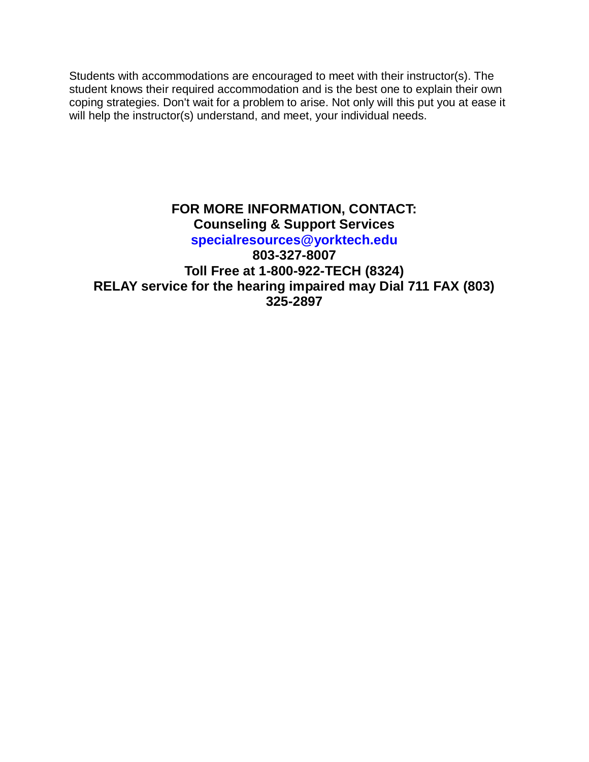Students with accommodations are encouraged to meet with their instructor(s). The student knows their required accommodation and is the best one to explain their own coping strategies. Don't wait for a problem to arise. Not only will this put you at ease it will help the instructor(s) understand, and meet, your individual needs.

**FOR MORE INFORMATION, CONTACT:**
**Counseling & Support Services**
**specialresources@yorktech.edu**
**803-327-8007**
**Toll Free at 1-800-922-TECH (8324)**
**RELAY service for the hearing impaired may Dial 711 FAX (803) 325-2897**